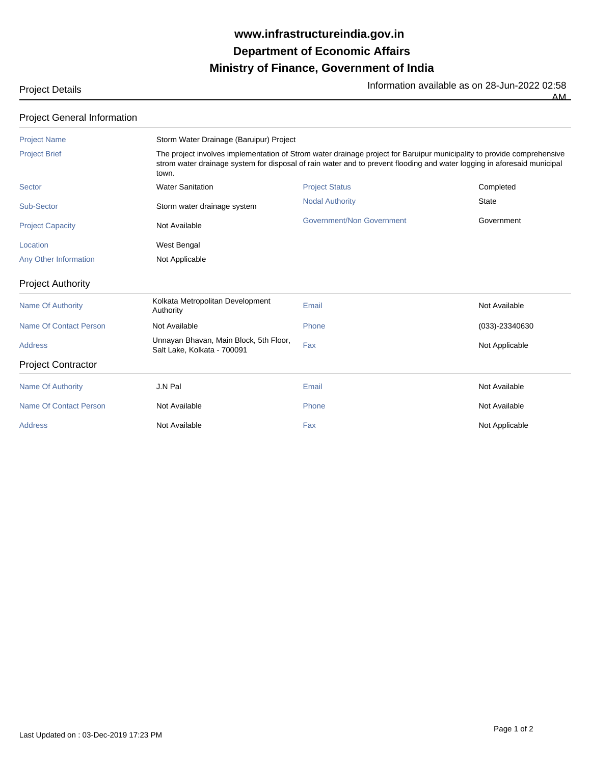# www.infrastructureindia.gov.in
# Department of Economic Affairs
# Ministry of Finance, Government of India

Project Details

Information available as on 28-Jun-2022 02:58 AM

## Project General Information

| | | | |
|---|---|---|---|
| Project Name | Storm Water Drainage (Baruipur) Project | | |
| Project Brief | The project involves implementation of Strom water drainage project for Baruipur municipality to provide comprehensive strom water drainage system for disposal of rain water and to prevent flooding and water logging in aforesaid municipal town. | | |
| Sector | Water Sanitation | Project Status | Completed |
| Sub-Sector | Storm water drainage system | Nodal Authority | State |
| Project Capacity | Not Available | Government/Non Government | Government |
| Location | West Bengal | | |
| Any Other Information | Not Applicable | | |

## Project Authority

| | | | |
|---|---|---|---|
| Name Of Authority | Kolkata Metropolitan Development Authority | Email | Not Available |
| Name Of Contact Person | Not Available | Phone | (033)-23340630 |
| Address | Unnayan Bhavan, Main Block, 5th Floor, Salt Lake, Kolkata - 700091 | Fax | Not Applicable |

## Project Contractor

| | | | |
|---|---|---|---|
| Name Of Authority | J.N Pal | Email | Not Available |
| Name Of Contact Person | Not Available | Phone | Not Available |
| Address | Not Available | Fax | Not Applicable |

Last Updated on : 03-Dec-2019 17:23 PM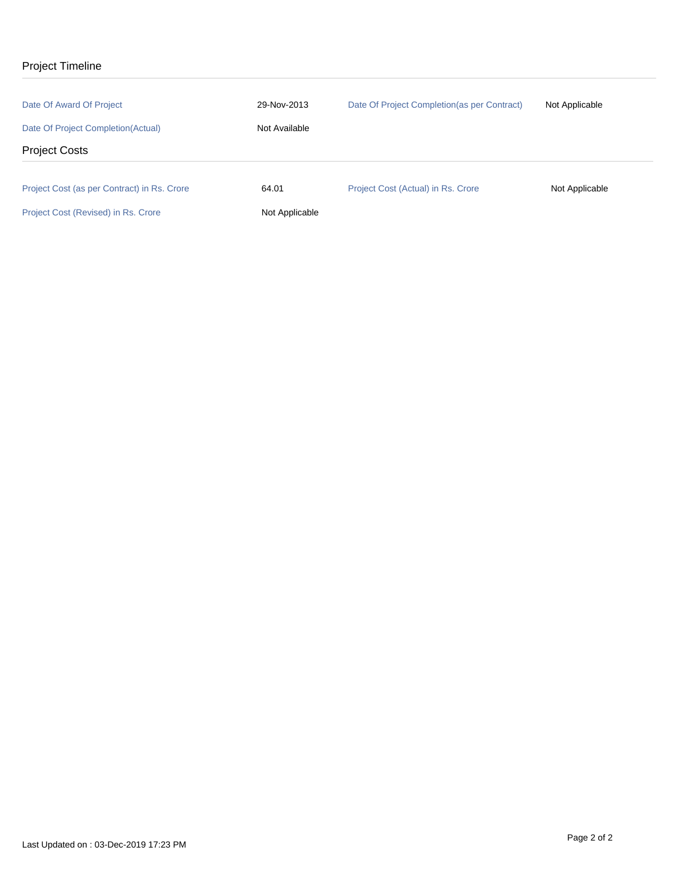## Project Timeline

| | | | |
|---|---|---|---|
| Date Of Award Of Project | 29-Nov-2013 | Date Of Project Completion(as per Contract) | Not Applicable |
| Date Of Project Completion(Actual) | Not Available | | |

## Project Costs

| | | | |
|---|---|---|---|
| Project Cost (as per Contract) in Rs. Crore | 64.01 | Project Cost (Actual) in Rs. Crore | Not Applicable |
| Project Cost (Revised) in Rs. Crore | Not Applicable | | |

Last Updated on : 03-Dec-2019 17:23 PM